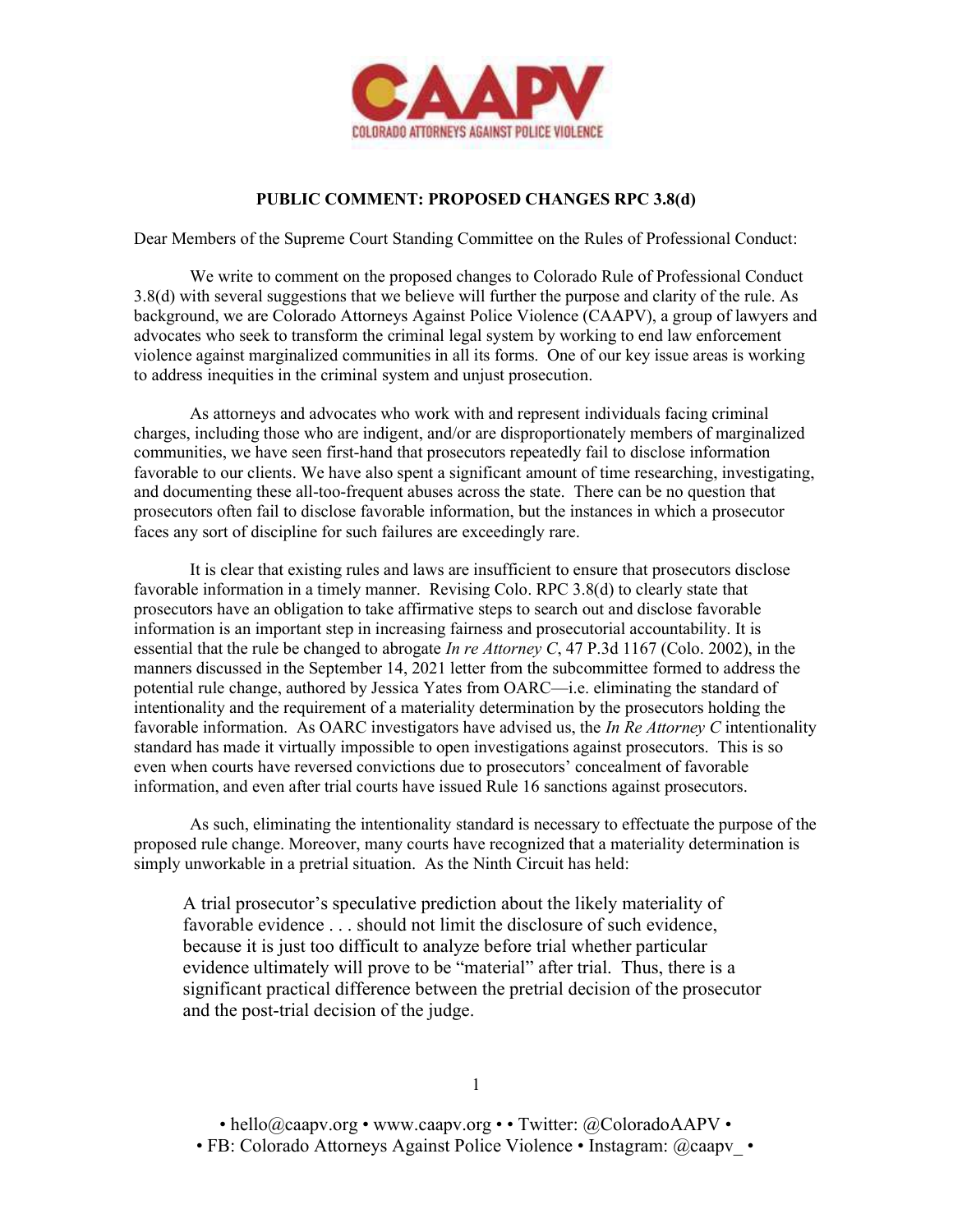**PUBLIC COMMENT: PROPOSED CHANGES RPC 3.8(d)**

Dear Members of the Supreme Court Standing Committee on the Rules of Professional Conduct:

We write to comment on the proposed changes to Colorado Rule of Professional Conduct 3.8(d) with several suggestions that we believe will further the purpose and clarity of the rule. As background, we are Colorado Attorneys Against Police Violence (CAAPV), a group of lawyers and advocates who seek to transform the criminal legal system by working to end law enforcement violence against marginalized communities in all its forms. One of our key issue areas is working to address inequities in the criminal system and unjust prosecution.

As attorneys and advocates who work with and represent individuals facing criminal charges, including those who are indigent, and/or are disproportionately members of marginalized communities, we have seen first-hand that prosecutors repeatedly fail to disclose information favorable to our clients. We have also spent a significant amount of time researching, investigating, and documenting these all-too-frequent abuses across the state. There can be no question that prosecutors often fail to disclose favorable information, but the instances in which a prosecutor faces any sort of discipline for such failures are exceedingly rare.

It is clear that existing rules and laws are insufficient to ensure that prosecutors disclose favorable information in a timely manner. Revising Colo. RPC 3.8(d) to clearly state that prosecutors have an obligation to take affirmative steps to search out and disclose favorable information is an important step in increasing fairness and prosecutorial accountability. It is essential that the rule be changed to abrogate *In re Attorney C*, 47 P.3d 1167 (Colo. 2002), in the manners discussed in the September 14, 2021 letter from the subcommittee formed to address the potential rule change, authored by Jessica Yates from OARC—i.e. eliminating the standard of intentionality and the requirement of a materiality determination by the prosecutors holding the favorable information. As OARC investigators have advised us, the *In Re Attorney C* intentionality standard has made it virtually impossible to open investigations against prosecutors. This is so even when courts have reversed convictions due to prosecutors' concealment of favorable information, and even after trial courts have issued Rule 16 sanctions against prosecutors.

As such, eliminating the intentionality standard is necessary to effectuate the purpose of the proposed rule change. Moreover, many courts have recognized that a materiality determination is simply unworkable in a pretrial situation. As the Ninth Circuit has held:

> A trial prosecutor's speculative prediction about the likely materiality of favorable evidence . . . should not limit the disclosure of such evidence, because it is just too difficult to analyze before trial whether particular evidence ultimately will prove to be "material" after trial. Thus, there is a significant practical difference between the pretrial decision of the prosecutor and the post-trial decision of the judge.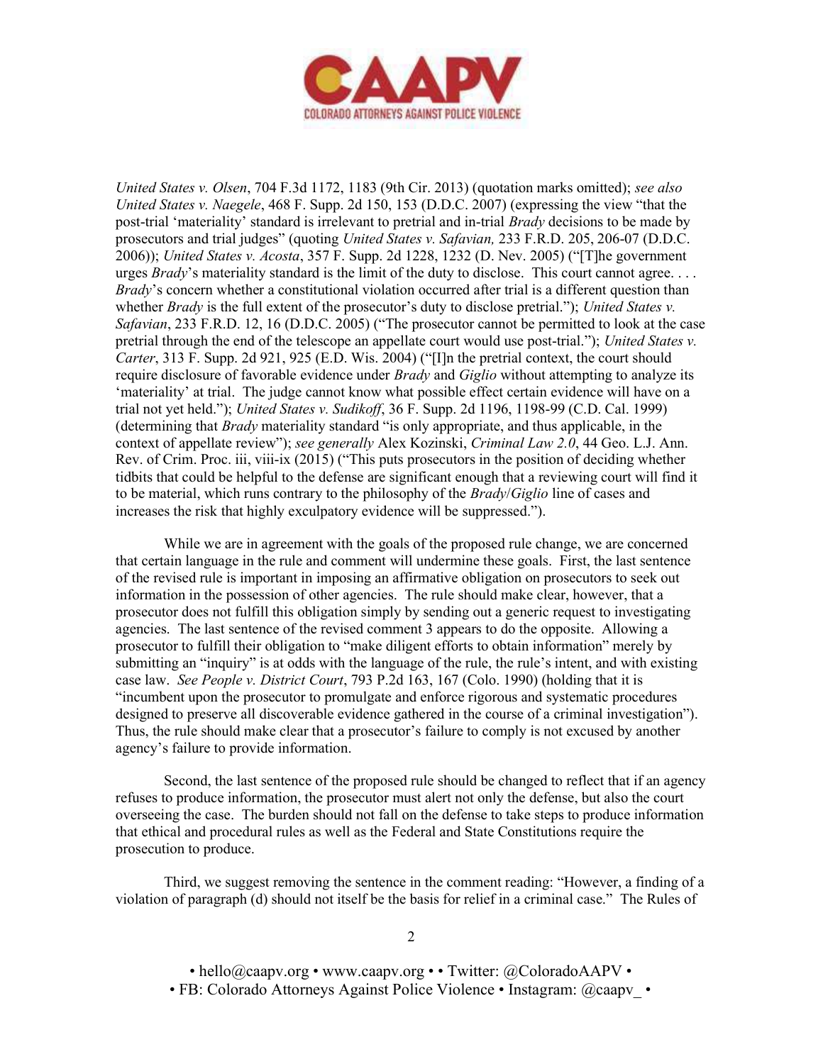*United States v. Olsen*, 704 F.3d 1172, 1183 (9th Cir. 2013) (quotation marks omitted); *see also United States v. Naegele*, 468 F. Supp. 2d 150, 153 (D.D.C. 2007) (expressing the view "that the post-trial 'materiality' standard is irrelevant to pretrial and in-trial *Brady* decisions to be made by prosecutors and trial judges" (quoting *United States v. Safavian,* 233 F.R.D. 205, 206-07 (D.D.C. 2006)); *United States v. Acosta*, 357 F. Supp. 2d 1228, 1232 (D. Nev. 2005) ("[T]he government urges *Brady*'s materiality standard is the limit of the duty to disclose. This court cannot agree. . . . *Brady*'s concern whether a constitutional violation occurred after trial is a different question than whether *Brady* is the full extent of the prosecutor's duty to disclose pretrial."); *United States v. Safavian*, 233 F.R.D. 12, 16 (D.D.C. 2005) ("The prosecutor cannot be permitted to look at the case pretrial through the end of the telescope an appellate court would use post-trial."); *United States v. Carter*, 313 F. Supp. 2d 921, 925 (E.D. Wis. 2004) ("[I]n the pretrial context, the court should require disclosure of favorable evidence under *Brady* and *Giglio* without attempting to analyze its 'materiality' at trial. The judge cannot know what possible effect certain evidence will have on a trial not yet held."); *United States v. Sudikoff*, 36 F. Supp. 2d 1196, 1198-99 (C.D. Cal. 1999) (determining that *Brady* materiality standard "is only appropriate, and thus applicable, in the context of appellate review"); *see generally* Alex Kozinski, *Criminal Law 2.0*, 44 Geo. L.J. Ann. Rev. of Crim. Proc. iii, viii-ix (2015) ("This puts prosecutors in the position of deciding whether tidbits that could be helpful to the defense are significant enough that a reviewing court will find it to be material, which runs contrary to the philosophy of the *Brady*/*Giglio* line of cases and increases the risk that highly exculpatory evidence will be suppressed.").

While we are in agreement with the goals of the proposed rule change, we are concerned that certain language in the rule and comment will undermine these goals. First, the last sentence of the revised rule is important in imposing an affirmative obligation on prosecutors to seek out information in the possession of other agencies. The rule should make clear, however, that a prosecutor does not fulfill this obligation simply by sending out a generic request to investigating agencies. The last sentence of the revised comment 3 appears to do the opposite. Allowing a prosecutor to fulfill their obligation to "make diligent efforts to obtain information" merely by submitting an "inquiry" is at odds with the language of the rule, the rule's intent, and with existing case law. *See People v. District Court*, 793 P.2d 163, 167 (Colo. 1990) (holding that it is "incumbent upon the prosecutor to promulgate and enforce rigorous and systematic procedures designed to preserve all discoverable evidence gathered in the course of a criminal investigation"). Thus, the rule should make clear that a prosecutor's failure to comply is not excused by another agency's failure to provide information.

Second, the last sentence of the proposed rule should be changed to reflect that if an agency refuses to produce information, the prosecutor must alert not only the defense, but also the court overseeing the case. The burden should not fall on the defense to take steps to produce information that ethical and procedural rules as well as the Federal and State Constitutions require the prosecution to produce.

Third, we suggest removing the sentence in the comment reading: "However, a finding of a violation of paragraph (d) should not itself be the basis for relief in a criminal case." The Rules of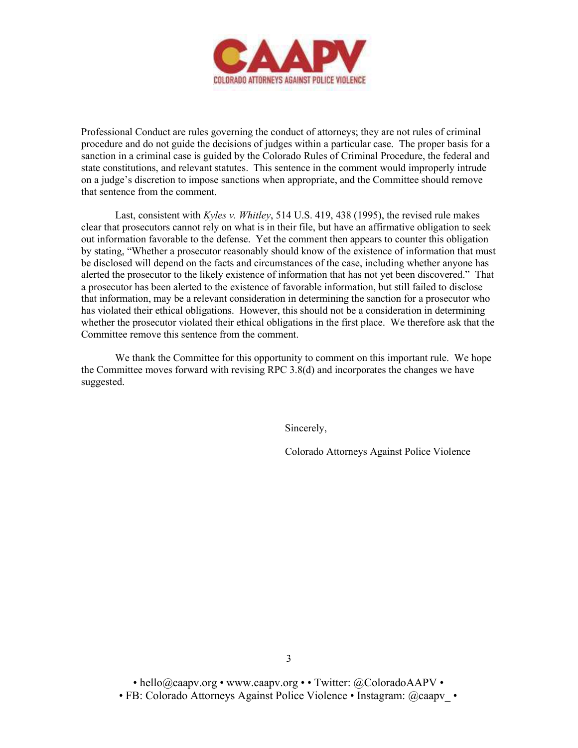Professional Conduct are rules governing the conduct of attorneys; they are not rules of criminal procedure and do not guide the decisions of judges within a particular case. The proper basis for a sanction in a criminal case is guided by the Colorado Rules of Criminal Procedure, the federal and state constitutions, and relevant statutes. This sentence in the comment would improperly intrude on a judge's discretion to impose sanctions when appropriate, and the Committee should remove that sentence from the comment.

Last, consistent with *Kyles v. Whitley*, 514 U.S. 419, 438 (1995), the revised rule makes clear that prosecutors cannot rely on what is in their file, but have an affirmative obligation to seek out information favorable to the defense. Yet the comment then appears to counter this obligation by stating, "Whether a prosecutor reasonably should know of the existence of information that must be disclosed will depend on the facts and circumstances of the case, including whether anyone has alerted the prosecutor to the likely existence of information that has not yet been discovered." That a prosecutor has been alerted to the existence of favorable information, but still failed to disclose that information, may be a relevant consideration in determining the sanction for a prosecutor who has violated their ethical obligations. However, this should not be a consideration in determining whether the prosecutor violated their ethical obligations in the first place. We therefore ask that the Committee remove this sentence from the comment.

We thank the Committee for this opportunity to comment on this important rule. We hope the Committee moves forward with revising RPC 3.8(d) and incorporates the changes we have suggested.

Sincerely,

Colorado Attorneys Against Police Violence